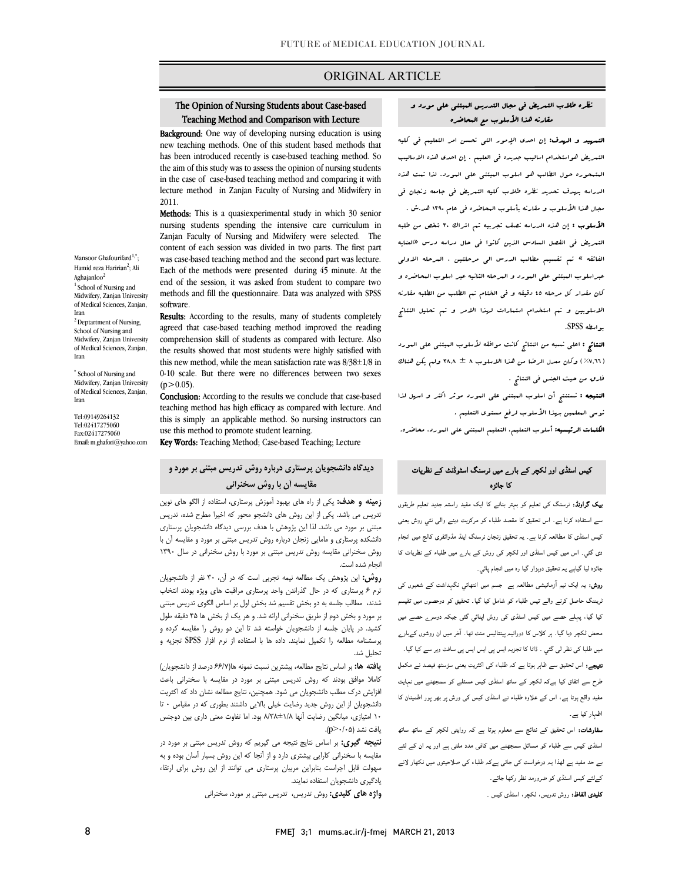ORIGINAL ARTICLE

# The Opinion of Nursing Students about Case-based Teaching Method and Comparison with Lecture

Mansoor Ghafourifard[1,*]; Hamid reza Haririan[2]; Ali Aghajanloo[2]

[1] School of Nursing and Midwifery, Zanjan University of Medical Sciences, Zanjan, Iran

[2] Deptartment of Nursing, School of Nursing and Midwifery, Zanjan University of Medical Sciences, Zanjan, Iran

[*] School of Nursing and Midwifery, Zanjan University of Medical Sciences, Zanjan, Iran

Tel:09149264132
Tel:02417275060
Fax:02417275060
Email: m.ghafori@yahoo.com

**Background:** One way of developing nursing education is using new teaching methods. One of this student based methods that has been introduced recently is case-based teaching method. So the aim of this study was to assess the opinion of nursing students in the case of case-based teaching method and comparing it with lecture method in Zanjan Faculty of Nursing and Midwifery in 2011.

**Methods:** This is a quasiexperimental study in which 30 senior nursing students spending the intensive care curriculum in Zanjan Faculty of Nursing and Midwifery were selected. The content of each session was divided in two parts. The first part was case-based teaching method and the second part was lecture. Each of the methods were presented during 45 minute. At the end of the session, it was asked from student to compare two methods and fill the questionnaire. Data was analyzed with SPSS software.

**Results:** According to the results, many of students completely agreed that case-based teaching method improved the reading comprehension skill of students as compared with lecture. Also the results showed that most students were highly satisfied with this new method, while the mean satisfaction rate was 8/38±1/8 in 0-10 scale. But there were no differences between two sexes ($p>0.05$).

**Conclusion:** According to the results we conclude that case-based teaching method has high efficacy as compared with lecture. And this is simply an applicable method. So nursing instructors can use this method to promote student learning.

**Key Words:** Teaching Method; Case-based Teaching; Lecture

## نظره طلاب التمریض فی مجال التدریس المبتنی علی مورد و مقارنه هذا الأسلوب مع المحاضره

**التمهید و الهدف:** إن احدی الإمور التی تحسن امر التعلیم فی کلیه التمریض هواستخدام اسالیب جدیده فی العلیم . إن احدی هذه الاسالیب المتمحوره حول الطالب هو اسلوب المبتنی علی المورد. لذا تمت هذه الدراسه بهدف تحدید نظره طلاب کلیه التمریض فی جامعه زنجان فی مجال هذا الأسلوب و مقارنه بأسلوب المحاضره فی عام ۱۳۹۰ هد.ش .

**الأسلوب :** إن هذه الدراسه نصف تجربیه تم اشراك ۳۰ شخص من طلبه التمریض فی الفصل السادس الذین کانوا فی حال دراسه درس «العنایه الفائقه » تم تقسیم مطالب الدرس الی مرحلتین ، المرحله الاولی عبراسلوب المبتنی علی المورد و المرحله الثانیه عبر اسلوب المحاضره و کان مقدار کل مرحله ٤٥ دقیقه و فی الختام تم الطلب من الطلبه مقارنه الاسلوبین و تم استخدام استمارات لهذا الامر و تم تحلیل النتائج بواسطه SPSS.

**النتائج :** اعلی نسبه من النتائج کانت موافقه لأسلوب المبتنی علی المورد (٦٦.٧٪) وکان معدل الرضا من هذا الاسلوب ٨ ± ٣٨.٨ ولم یکن هناك فارق من حیث الجنس فی النتائج .

**النتیجه :** نستنتج أن اسلوب المبتنی علی المورد موثر اکثر و اسهل لذا نوصی المعلمین بهذا الأسلوب لرفع مستوی التعلیم .

**الکلمات الرئیسیه:** أسلوب التعلیم، التعلیم المبتنی علی المورد، محاضره.

## دیدگاه دانشجویان پرستاری درباره روش تدریس مبتنی بر مورد و مقایسه آن با روش سخنرانی

**زمینه و هدف:** یکی از راه های بهبود آموزش پرستاری، استفاده از الگو های نوین تدریس می باشد. یکی از این روش های دانشجو محور که اخیرا مطرح شده، تدریس مبتنی بر مورد می باشد. لذا این پژوهش با هدف بررسی دیدگاه دانشجویان پرستاری دانشکده پرستاری و مامایی زنجان درباره روش تدریس مبتنی بر مورد و مقایسه آن با روش سخنرانی مقایسه روش تدریس مبتنی بر مورد با روش سخنرانی در سال ۱۳۹۰ انجام شده است.

**روش:** این پژوهش یک مطالعه نیمه تجربی است که در آن، ۳۰ نفر از دانشجویان ترم ۶ پرستاری که در حال گذراندن واحد پرستاری مراقبت های ویژه بودند انتخاب شدند. مطالب جلسه به دو بخش تقسیم شد بخش اول بر اساس الگوی تدریس مبتنی بر مورد و بخش دوم از طریق سخنرانی ارائه شد. و هر یک از بخش ها ۴۵ دقیقه طول کشید. در پایان جلسه از دانشجویان خواسته شد تا این دو روش را مقایسه کرده و پرسشنامه مطالعه را تکمیل نمایند. داده ها با استفاده از نرم افزار SPSS تجزیه و تحلیل شد.

**یافته ها:** بر اساس نتایج مطالعه، بیشترین نسبت نمونه ها(۶۶/۷ درصد از دانشجویان) کاملا موافق بودند که روش تدریس مبتنی بر مورد در مقایسه با سخنرانی باعث افزایش درک مطلب دانشجویان می شود. همچنین، نتایج مطالعه نشان داد که اکثریت دانشجویان از این روش جدید رضایت خیلی بالایی داشتند بطوری که در مقیاس ۰ تا ۱۰ امتیازی، میانگین رضایت آنها ۱/۸±۸/۳۸ بود. اما تفاوت معنی داری بین دوجنس یافت نشد ($p>0/05$).

**نتیجه گیری:** بر اساس نتایج نتیجه می گیریم که روش تدریس مبتنی بر مورد در مقایسه با سخنرانی کارایی بیشتری دارد و از آنجا که این روش بسیار آسان بوده و به سهولت قابل اجراست بنابراین مربیان پرستاری می توانند از این روش برای ارتقاء یادگیری دانشجویان استفاده نمایند.

**واژه های کلیدی:** روش تدریس، تدریس مبتنی بر مورد، سخنرانی

## کیس اسٹڈی اور لکچر کے بارے میں نرسنگ اسٹوڈنٹ کے نظریات کا جائزہ

**بیک گراونڈ:** نرسنگ کی تعلیم کو بہتر بنانے کا ایک مفید راستہ جدید تعلیم طریقوں سے استفادہ کرنا ہے۔ اس تحقیق کا مقصد طلباء کو مرکزیت دینے والی نئي روش یعنی کیس اسٹڈی کا مطالعہ کرنا ہے۔ یہ تحقیق زنجان نرسنگ اینڈ مڈوائفری کالج میں انجام دی گئي۔ اس میں کیس اسٹڈی اور لکچر کی روش کے بارے میں طلباء کے نظریات کا جائزہ لیا گیاہے یہ تحقیق دوہزار گیا رہ میں انجام پائي۔

**روش:** یہ ایک نیم آزمائشی مطالعہ ہے جسم میں انتہائي نگہداشت کے شعبوں کی ٹریننگ حاصل کرنے والے تیس طلباء کو شامل کیا گیا۔ تحقیق کو دوحصوں میں تقسیم کیا گيا، پہلے حصے میں کیس اسٹڈی کی روش اپنائي گئي جبکہ دوسرے حصے میں محض لکچر دیا گيا۔ ہر کلاس کا دورانیہ پینتالیس منٹ تھا۔ آخر میں ان روشوں کےبارے میں طلبا کی نظر لی گئي ۔ ڈاٹا کا تجزیہ ایس پی ایس ایس پی سافٹ ویر سے کیا گيا۔

**نتیجے:** اس تحقیق سے ظاہر ہوتا ہے کہ طلباء کی اکثریت یعنی سڑسٹھ فیصد نے مکمل طرح سے اتفاق کیا ہےکہ لکچر کے ساتھ اسٹڈی کیس مسئلے کو سمجھنے میں نہایت مفید واقع ہوتا ہے، اس کے علاوہ طلباء نے اسٹڈی کیس کی روش پر بھر پور اطمینان کا اظہار کیا ہے۔

**سفارشات:** اس تحقیق کے نتائج سے معلوم ہوتا ہے کہ روایتی لکچر کے ساتھ ساتھ اسٹڈی کیس سے طلباء کو مسائل سمجھنے میں کافی مدد ملتی ہے اور یہ ان کے لئے بے حد مفید ہے لھذا یہ درخواست کی جاتی ہےکہ طلباء کی صلاحیتوں میں نکھار لانے کےلئے کیس اسٹڈی کو ضرورمد نظر رکھا جائے۔

**کلیدی الفاظ:** روش تدریس، لکچر، اسٹڈی کیس ۔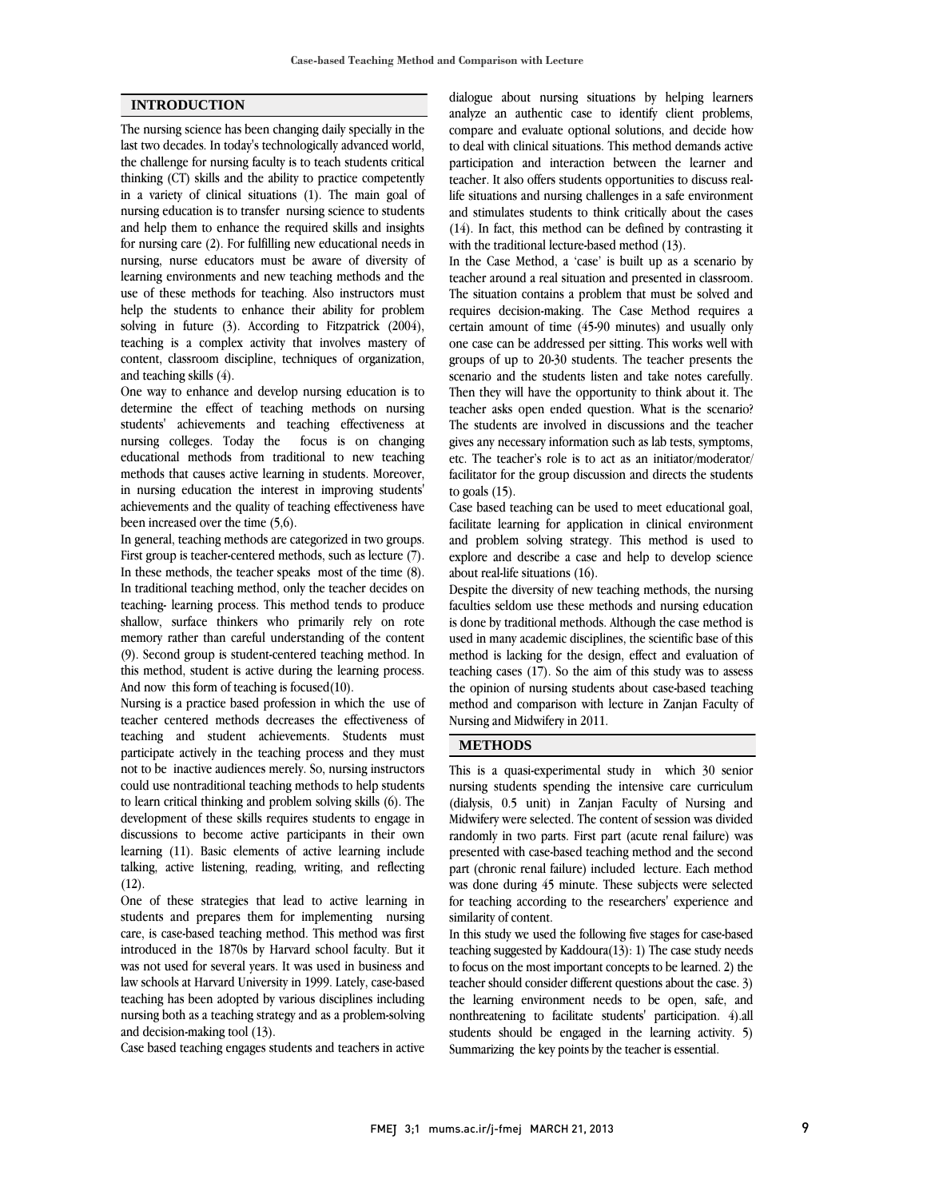## INTRODUCTION

The nursing science has been changing daily specially in the last two decades. In today's technologically advanced world, the challenge for nursing faculty is to teach students critical thinking (CT) skills and the ability to practice competently in a variety of clinical situations (1). The main goal of nursing education is to transfer nursing science to students and help them to enhance the required skills and insights for nursing care (2). For fulfilling new educational needs in nursing, nurse educators must be aware of diversity of learning environments and new teaching methods and the use of these methods for teaching. Also instructors must help the students to enhance their ability for problem solving in future (3). According to Fitzpatrick (2004), teaching is a complex activity that involves mastery of content, classroom discipline, techniques of organization, and teaching skills (4).

One way to enhance and develop nursing education is to determine the effect of teaching methods on nursing students' achievements and teaching effectiveness at nursing colleges. Today the focus is on changing educational methods from traditional to new teaching methods that causes active learning in students. Moreover, in nursing education the interest in improving students' achievements and the quality of teaching effectiveness have been increased over the time (5,6).

In general, teaching methods are categorized in two groups. First group is teacher-centered methods, such as lecture (7). In these methods, the teacher speaks most of the time (8). In traditional teaching method, only the teacher decides on teaching- learning process. This method tends to produce shallow, surface thinkers who primarily rely on rote memory rather than careful understanding of the content (9). Second group is student-centered teaching method. In this method, student is active during the learning process. And now this form of teaching is focused(10).

Nursing is a practice based profession in which the use of teacher centered methods decreases the effectiveness of teaching and student achievements. Students must participate actively in the teaching process and they must not to be inactive audiences merely. So, nursing instructors could use nontraditional teaching methods to help students to learn critical thinking and problem solving skills (6). The development of these skills requires students to engage in discussions to become active participants in their own learning (11). Basic elements of active learning include talking, active listening, reading, writing, and reflecting (12).

One of these strategies that lead to active learning in students and prepares them for implementing nursing care, is case-based teaching method. This method was first introduced in the 1870s by Harvard school faculty. But it was not used for several years. It was used in business and law schools at Harvard University in 1999. Lately, case-based teaching has been adopted by various disciplines including nursing both as a teaching strategy and as a problem-solving and decision-making tool (13).

Case based teaching engages students and teachers in active dialogue about nursing situations by helping learners analyze an authentic case to identify client problems, compare and evaluate optional solutions, and decide how to deal with clinical situations. This method demands active participation and interaction between the learner and teacher. It also offers students opportunities to discuss real-life situations and nursing challenges in a safe environment and stimulates students to think critically about the cases (14). In fact, this method can be defined by contrasting it with the traditional lecture-based method (13).

In the Case Method, a 'case' is built up as a scenario by teacher around a real situation and presented in classroom. The situation contains a problem that must be solved and requires decision-making. The Case Method requires a certain amount of time (45-90 minutes) and usually only one case can be addressed per sitting. This works well with groups of up to 20-30 students. The teacher presents the scenario and the students listen and take notes carefully. Then they will have the opportunity to think about it. The teacher asks open ended question. What is the scenario? The students are involved in discussions and the teacher gives any necessary information such as lab tests, symptoms, etc. The teacher's role is to act as an initiator/moderator/facilitator for the group discussion and directs the students to goals (15).

Case based teaching can be used to meet educational goal, facilitate learning for application in clinical environment and problem solving strategy. This method is used to explore and describe a case and help to develop science about real-life situations (16).

Despite the diversity of new teaching methods, the nursing faculties seldom use these methods and nursing education is done by traditional methods. Although the case method is used in many academic disciplines, the scientific base of this method is lacking for the design, effect and evaluation of teaching cases (17). So the aim of this study was to assess the opinion of nursing students about case-based teaching method and comparison with lecture in Zanjan Faculty of Nursing and Midwifery in 2011.

## METHODS

This is a quasi-experimental study in which 30 senior nursing students spending the intensive care curriculum (dialysis, 0.5 unit) in Zanjan Faculty of Nursing and Midwifery were selected. The content of session was divided randomly in two parts. First part (acute renal failure) was presented with case-based teaching method and the second part (chronic renal failure) included lecture. Each method was done during 45 minute. These subjects were selected for teaching according to the researchers' experience and similarity of content.

In this study we used the following five stages for case-based teaching suggested by Kaddoura(13): 1) The case study needs to focus on the most important concepts to be learned. 2) the teacher should consider different questions about the case. 3) the learning environment needs to be open, safe, and nonthreatening to facilitate students' participation. 4).all students should be engaged in the learning activity. 5) Summarizing the key points by the teacher is essential.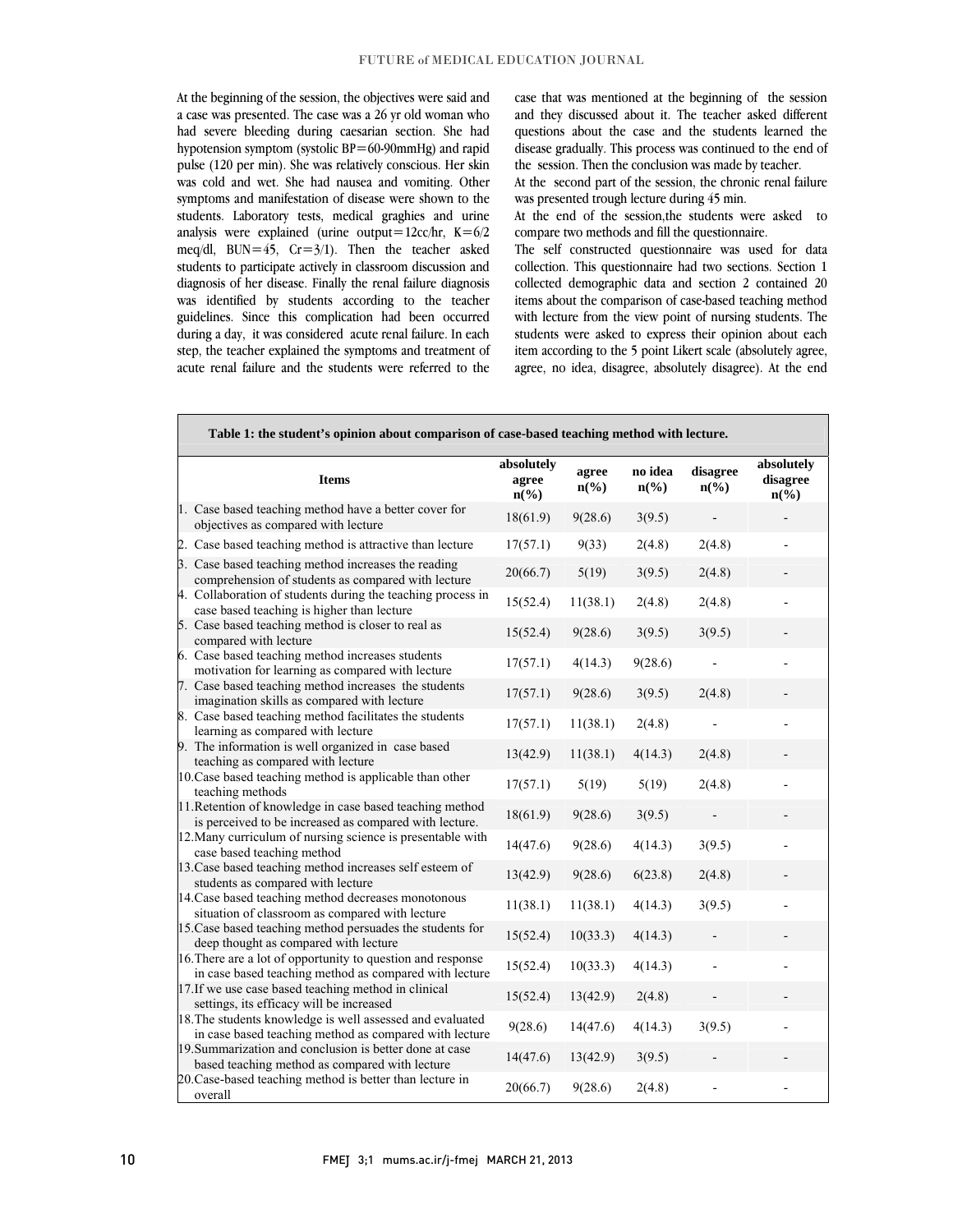At the beginning of the session, the objectives were said and a case was presented. The case was a 26 yr old woman who had severe bleeding during caesarian section. She had hypotension symptom (systolic BP=60-90mmHg) and rapid pulse (120 per min). She was relatively conscious. Her skin was cold and wet. She had nausea and vomiting. Other symptoms and manifestation of disease were shown to the students. Laboratory tests, medical graghies and urine analysis were explained (urine output=12cc/hr, K=6/2 meq/dl, BUN=45, Cr=3/1). Then the teacher asked students to participate actively in classroom discussion and diagnosis of her disease. Finally the renal failure diagnosis was identified by students according to the teacher guidelines. Since this complication had been occurred during a day, it was considered acute renal failure. In each step, the teacher explained the symptoms and treatment of acute renal failure and the students were referred to the case that was mentioned at the beginning of the session and they discussed about it. The teacher asked different questions about the case and the students learned the disease gradually. This process was continued to the end of the session. Then the conclusion was made by teacher.

At the second part of the session, the chronic renal failure was presented trough lecture during 45 min.

At the end of the session,the students were asked to compare two methods and fill the questionnaire.

The self constructed questionnaire was used for data collection. This questionnaire had two sections. Section 1 collected demographic data and section 2 contained 20 items about the comparison of case-based teaching method with lecture from the view point of nursing students. The students were asked to express their opinion about each item according to the 5 point Likert scale (absolutely agree, agree, no idea, disagree, absolutely disagree). At the end

**Table 1: the student's opinion about comparison of case-based teaching method with lecture.**

| Items | absolutely agree n(%) | agree n(%) | no idea n(%) | disagree n(%) | absolutely disagree n(%) |
|---|---|---|---|---|---|
| 1. Case based teaching method have a better cover for objectives as compared with lecture | 18(61.9) | 9(28.6) | 3(9.5) | - | - |
| 2. Case based teaching method is attractive than lecture | 17(57.1) | 9(33) | 2(4.8) | 2(4.8) | - |
| 3. Case based teaching method increases the reading comprehension of students as compared with lecture | 20(66.7) | 5(19) | 3(9.5) | 2(4.8) | - |
| 4. Collaboration of students during the teaching process in case based teaching is higher than lecture | 15(52.4) | 11(38.1) | 2(4.8) | 2(4.8) | - |
| 5. Case based teaching method is closer to real as compared with lecture | 15(52.4) | 9(28.6) | 3(9.5) | 3(9.5) | - |
| 6. Case based teaching method increases students motivation for learning as compared with lecture | 17(57.1) | 4(14.3) | 9(28.6) | - | - |
| 7. Case based teaching method increases the students imagination skills as compared with lecture | 17(57.1) | 9(28.6) | 3(9.5) | 2(4.8) | - |
| 8. Case based teaching method facilitates the students learning as compared with lecture | 17(57.1) | 11(38.1) | 2(4.8) | - | - |
| 9. The information is well organized in case based teaching as compared with lecture | 13(42.9) | 11(38.1) | 4(14.3) | 2(4.8) | - |
| 10.Case based teaching method is applicable than other teaching methods | 17(57.1) | 5(19) | 5(19) | 2(4.8) | - |
| 11.Retention of knowledge in case based teaching method is perceived to be increased as compared with lecture. | 18(61.9) | 9(28.6) | 3(9.5) | - | - |
| 12.Many curriculum of nursing science is presentable with case based teaching method | 14(47.6) | 9(28.6) | 4(14.3) | 3(9.5) | - |
| 13.Case based teaching method increases self esteem of students as compared with lecture | 13(42.9) | 9(28.6) | 6(23.8) | 2(4.8) | - |
| 14.Case based teaching method decreases monotonous situation of classroom as compared with lecture | 11(38.1) | 11(38.1) | 4(14.3) | 3(9.5) | - |
| 15.Case based teaching method persuades the students for deep thought as compared with lecture | 15(52.4) | 10(33.3) | 4(14.3) | - | - |
| 16.There are a lot of opportunity to question and response in case based teaching method as compared with lecture | 15(52.4) | 10(33.3) | 4(14.3) | - | - |
| 17.If we use case based teaching method in clinical settings, its efficacy will be increased | 15(52.4) | 13(42.9) | 2(4.8) | - | - |
| 18.The students knowledge is well assessed and evaluated in case based teaching method as compared with lecture | 9(28.6) | 14(47.6) | 4(14.3) | 3(9.5) | - |
| 19.Summarization and conclusion is better done at case based teaching method as compared with lecture | 14(47.6) | 13(42.9) | 3(9.5) | - | - |
| 20.Case-based teaching method is better than lecture in overall | 20(66.7) | 9(28.6) | 2(4.8) | - | - |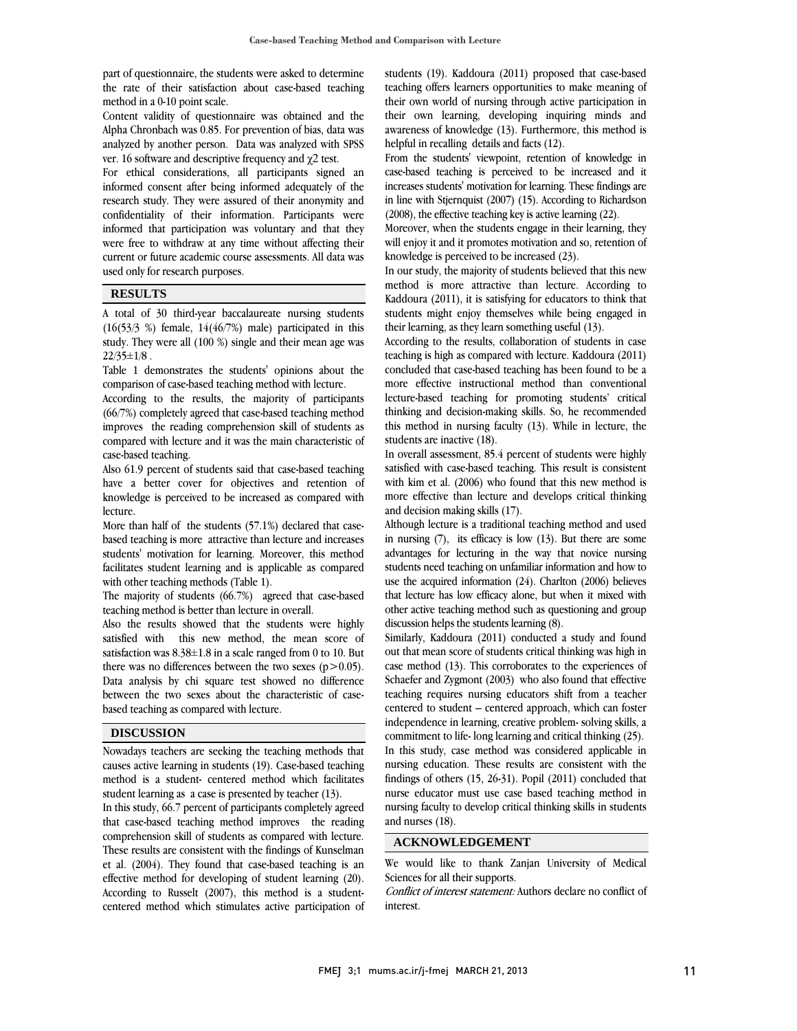part of questionnaire, the students were asked to determine the rate of their satisfaction about case-based teaching method in a 0-10 point scale.

Content validity of questionnaire was obtained and the Alpha Chronbach was 0.85. For prevention of bias, data was analyzed by another person. Data was analyzed with SPSS ver. 16 software and descriptive frequency and $\chi2$ test.

For ethical considerations, all participants signed an informed consent after being informed adequately of the research study. They were assured of their anonymity and confidentiality of their information. Participants were informed that participation was voluntary and that they were free to withdraw at any time without affecting their current or future academic course assessments. All data was used only for research purposes.

## RESULTS

A total of 30 third-year baccalaureate nursing students (16(53/3 %) female, 14(46/7%) male) participated in this study. They were all (100 %) single and their mean age was 22/35±1/8 .

Table 1 demonstrates the students' opinions about the comparison of case-based teaching method with lecture.

According to the results, the majority of participants (66/7%) completely agreed that case-based teaching method improves the reading comprehension skill of students as compared with lecture and it was the main characteristic of case-based teaching.

Also 61.9 percent of students said that case-based teaching have a better cover for objectives and retention of knowledge is perceived to be increased as compared with lecture.

More than half of the students (57.1%) declared that case-based teaching is more attractive than lecture and increases students' motivation for learning. Moreover, this method facilitates student learning and is applicable as compared with other teaching methods (Table 1).

The majority of students (66.7%) agreed that case-based teaching method is better than lecture in overall.

Also the results showed that the students were highly satisfied with this new method, the mean score of satisfaction was 8.38±1.8 in a scale ranged from 0 to 10. But there was no differences between the two sexes ($p>0.05$). Data analysis by chi square test showed no difference between the two sexes about the characteristic of case-based teaching as compared with lecture.

## DISCUSSION

Nowadays teachers are seeking the teaching methods that causes active learning in students (19). Case-based teaching method is a student- centered method which facilitates student learning as a case is presented by teacher (13).

In this study, 66.7 percent of participants completely agreed that case-based teaching method improves the reading comprehension skill of students as compared with lecture. These results are consistent with the findings of Kunselman et al. (2004). They found that case-based teaching is an effective method for developing of student learning (20). According to Russelt (2007), this method is a student-centered method which stimulates active participation of students (19). Kaddoura (2011) proposed that case-based teaching offers learners opportunities to make meaning of their own world of nursing through active participation in their own learning, developing inquiring minds and awareness of knowledge (13). Furthermore, this method is helpful in recalling details and facts (12).

From the students' viewpoint, retention of knowledge in case-based teaching is perceived to be increased and it increases students' motivation for learning. These findings are in line with Stjernquist (2007) (15). According to Richardson (2008), the effective teaching key is active learning (22).

Moreover, when the students engage in their learning, they will enjoy it and it promotes motivation and so, retention of knowledge is perceived to be increased (23).

In our study, the majority of students believed that this new method is more attractive than lecture. According to Kaddoura (2011), it is satisfying for educators to think that students might enjoy themselves while being engaged in their learning, as they learn something useful (13).

According to the results, collaboration of students in case teaching is high as compared with lecture. Kaddoura (2011) concluded that case-based teaching has been found to be a more effective instructional method than conventional lecture-based teaching for promoting students' critical thinking and decision-making skills. So, he recommended this method in nursing faculty (13). While in lecture, the students are inactive (18).

In overall assessment, 85.4 percent of students were highly satisfied with case-based teaching. This result is consistent with kim et al. (2006) who found that this new method is more effective than lecture and develops critical thinking and decision making skills (17).

Although lecture is a traditional teaching method and used in nursing (7), its efficacy is low (13). But there are some advantages for lecturing in the way that novice nursing students need teaching on unfamiliar information and how to use the acquired information (24). Charlton (2006) believes that lecture has low efficacy alone, but when it mixed with other active teaching method such as questioning and group discussion helps the students learning (8).

Similarly, Kaddoura (2011) conducted a study and found out that mean score of students critical thinking was high in case method (13). This corroborates to the experiences of Schaefer and Zygmont (2003) who also found that effective teaching requires nursing educators shift from a teacher centered to student – centered approach, which can foster independence in learning, creative problem- solving skills, a commitment to life- long learning and critical thinking (25).

In this study, case method was considered applicable in nursing education. These results are consistent with the findings of others (15, 26-31). Popil (2011) concluded that nurse educator must use case based teaching method in nursing faculty to develop critical thinking skills in students and nurses (18).

## ACKNOWLEDGEMENT

We would like to thank Zanjan University of Medical Sciences for all their supports.

*Conflict of interest statement:* Authors declare no conflict of interest.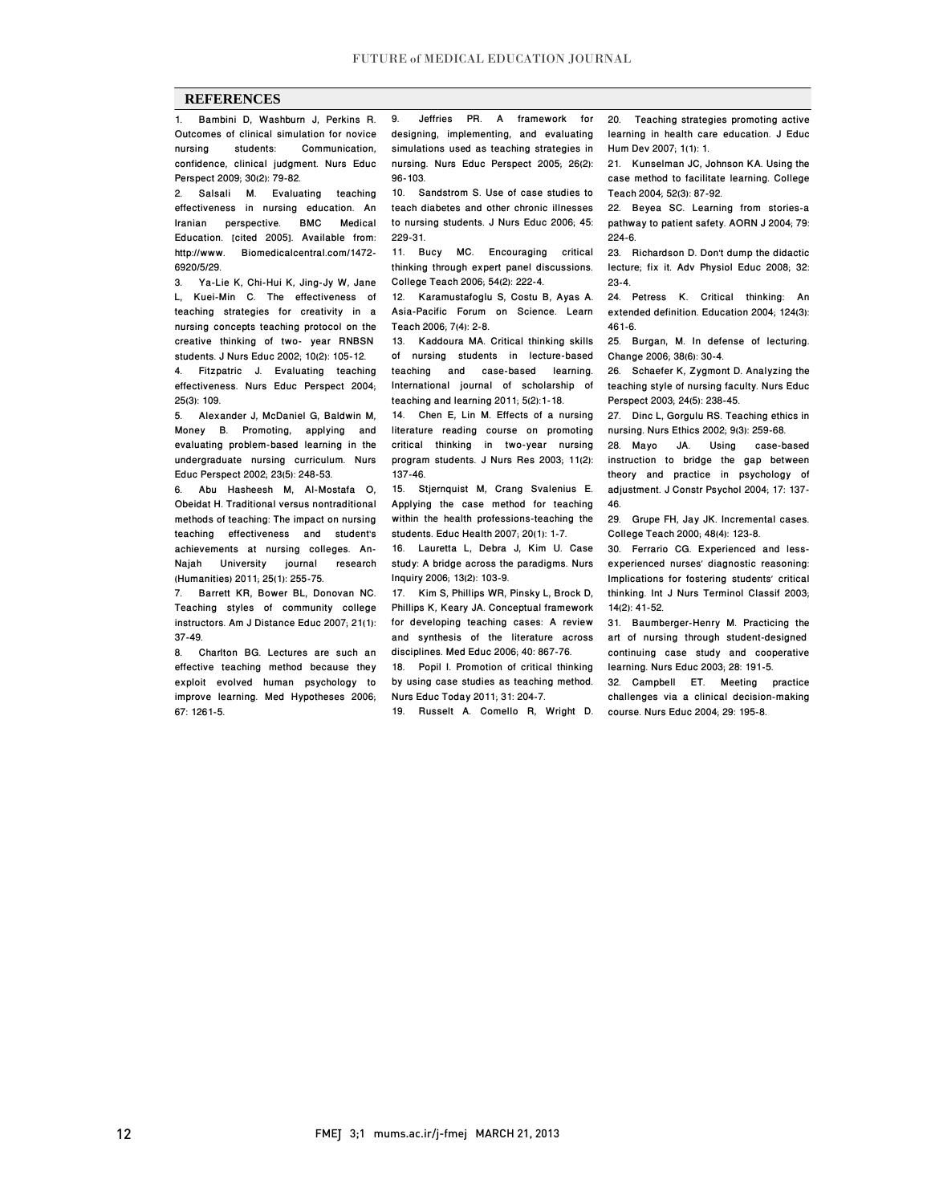## REFERENCES

1. Bambini D, Washburn J, Perkins R. Outcomes of clinical simulation for novice nursing students: Communication, confidence, clinical judgment. Nurs Educ Perspect 2009; 30(2): 79-82.
2. Salsali M. Evaluating teaching effectiveness in nursing education. An Iranian perspective. BMC Medical Education. [cited 2005]. Available from: http://www. Biomedicalcentral.com/1472-6920/5/29.
3. Ya-Lie K, Chi-Hui K, Jing-Jy W, Jane L, Kuei-Min C. The effectiveness of teaching strategies for creativity in a nursing concepts teaching protocol on the creative thinking of two- year RNBSN students. J Nurs Educ 2002; 10(2): 105-12.
4. Fitzpatric J. Evaluating teaching effectiveness. Nurs Educ Perspect 2004; 25(3): 109.
5. Alexander J, McDaniel G, Baldwin M, Money B. Promoting, applying and evaluating problem-based learning in the undergraduate nursing curriculum. Nurs Educ Perspect 2002; 23(5): 248-53.
6. Abu Hasheesh M, Al-Mostafa O, Obeidat H. Traditional versus nontraditional methods of teaching: The impact on nursing teaching effectiveness and student's achievements at nursing colleges. An-Najah University journal research (Humanities) 2011; 25(1): 255-75.
7. Barrett KR, Bower BL, Donovan NC. Teaching styles of community college instructors. Am J Distance Educ 2007; 21(1): 37-49.
8. Charlton BG. Lectures are such an effective teaching method because they exploit evolved human psychology to improve learning. Med Hypotheses 2006; 67: 1261-5.
9. Jeffries PR. A framework for designing, implementing, and evaluating simulations used as teaching strategies in nursing. Nurs Educ Perspect 2005; 26(2): 96-103.
10. Sandstrom S. Use of case studies to teach diabetes and other chronic illnesses to nursing students. J Nurs Educ 2006; 45: 229-31.
11. Bucy MC. Encouraging critical thinking through expert panel discussions. College Teach 2006; 54(2): 222-4.
12. Karamustafoglu S, Costu B, Ayas A. Asia-Pacific Forum on Science. Learn Teach 2006; 7(4): 2-8.
13. Kaddoura MA. Critical thinking skills of nursing students in lecture-based teaching and case-based learning. International journal of scholarship of teaching and learning 2011; 5(2):1-18.
14. Chen E, Lin M. Effects of a nursing literature reading course on promoting critical thinking in two-year nursing program students. J Nurs Res 2003; 11(2): 137-46.
15. Stjernquist M, Crang Svalenius E. Applying the case method for teaching within the health professions-teaching the students. Educ Health 2007; 20(1): 1-7.
16. Lauretta L, Debra J, Kim U. Case study: A bridge across the paradigms. Nurs Inquiry 2006; 13(2): 103-9.
17. Kim S, Phillips WR, Pinsky L, Brock D, Phillips K, Keary JA. Conceptual framework for developing teaching cases: A review and synthesis of the literature across disciplines. Med Educ 2006; 40: 867-76.
18. Popil I. Promotion of critical thinking by using case studies as teaching method. Nurs Educ Today 2011; 31: 204-7.
19. Russelt A. Comello R, Wright D. Teaching strategies promoting active learning in health care education. J Educ Hum Dev 2007; 1(1): 1.
20. Teaching strategies promoting active learning in health care education. J Educ Hum Dev 2007; 1(1): 1.
21. Kunselman JC, Johnson KA. Using the case method to facilitate learning. College Teach 2004; 52(3): 87-92.
22. Beyea SC. Learning from stories-a pathway to patient safety. AORN J 2004; 79: 224-6.
23. Richardson D. Don't dump the didactic lecture; fix it. Adv Physiol Educ 2008; 32: 23-4.
24. Petress K. Critical thinking: An extended definition. Education 2004; 124(3): 461-6.
25. Burgan, M. In defense of lecturing. Change 2006; 38(6): 30-4.
26. Schaefer K, Zygmont D. Analyzing the teaching style of nursing faculty. Nurs Educ Perspect 2003; 24(5): 238-45.
27. Dinc L, Gorgulu RS. Teaching ethics in nursing. Nurs Ethics 2002; 9(3): 259-68.
28. Mayo JA. Using case-based instruction to bridge the gap between theory and practice in psychology of adjustment. J Constr Psychol 2004; 17: 137-46.
29. Grupe FH, Jay JK. Incremental cases. College Teach 2000; 48(4): 123-8.
30. Ferrario CG. Experienced and less-experienced nurses' diagnostic reasoning: Implications for fostering students' critical thinking. Int J Nurs Terminol Classif 2003; 14(2): 41-52.
31. Baumberger-Henry M. Practicing the art of nursing through student-designed continuing case study and cooperative learning. Nurs Educ 2003; 28: 191-5.
32. Campbell ET. Meeting practice challenges via a clinical decision-making course. Nurs Educ 2004; 29: 195-8.